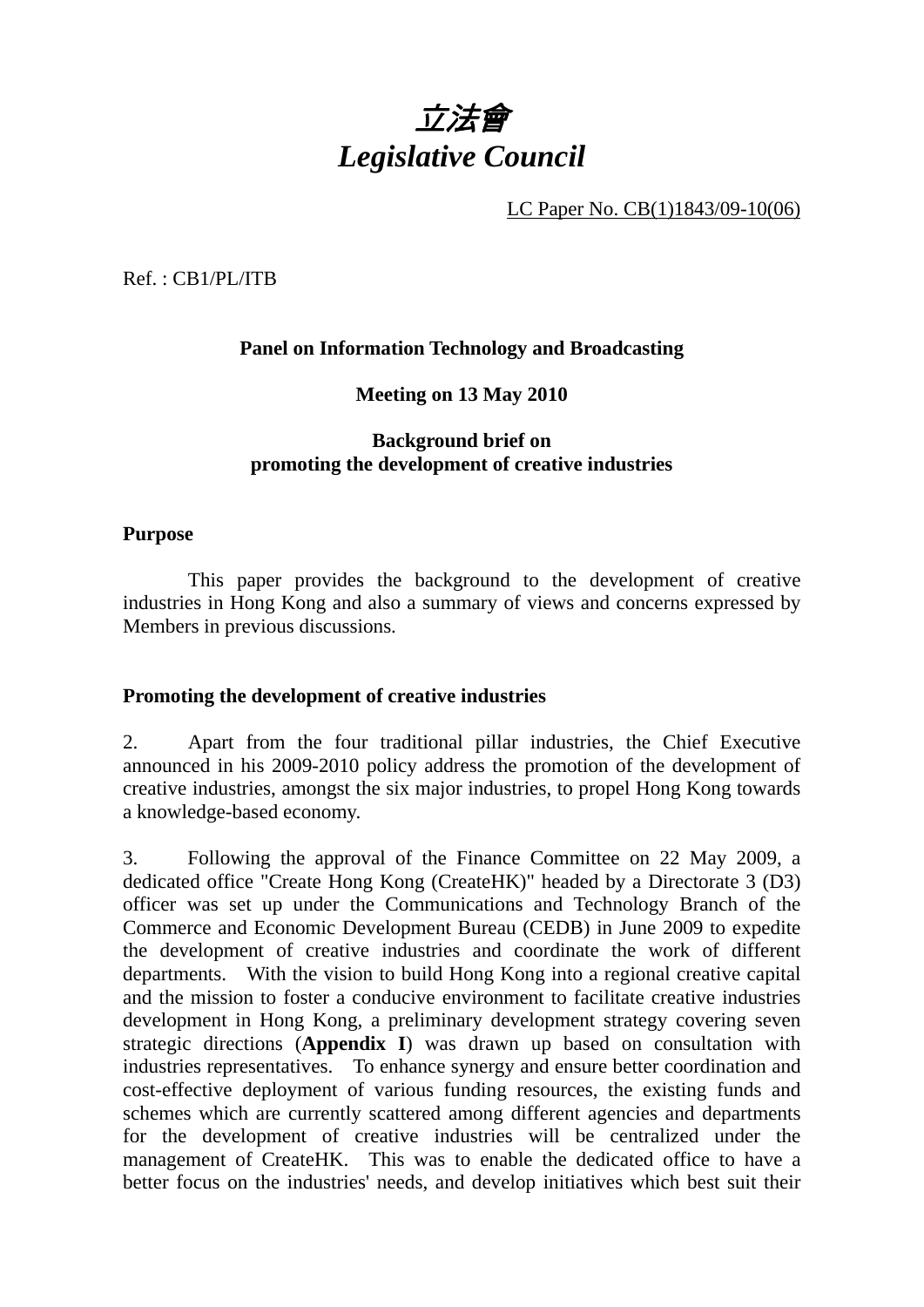# *立法會*
# *Legislative Council*

LC Paper No. CB(1)1843/09-10(06)

Ref. : CB1/PL/ITB

**Panel on Information Technology and Broadcasting**

**Meeting on 13 May 2010**

**Background brief on promoting the development of creative industries**

**Purpose**

This paper provides the background to the development of creative industries in Hong Kong and also a summary of views and concerns expressed by Members in previous discussions.

**Promoting the development of creative industries**

2. Apart from the four traditional pillar industries, the Chief Executive announced in his 2009-2010 policy address the promotion of the development of creative industries, amongst the six major industries, to propel Hong Kong towards a knowledge-based economy.

3. Following the approval of the Finance Committee on 22 May 2009, a dedicated office "Create Hong Kong (CreateHK)" headed by a Directorate 3 (D3) officer was set up under the Communications and Technology Branch of the Commerce and Economic Development Bureau (CEDB) in June 2009 to expedite the development of creative industries and coordinate the work of different departments. With the vision to build Hong Kong into a regional creative capital and the mission to foster a conducive environment to facilitate creative industries development in Hong Kong, a preliminary development strategy covering seven strategic directions (**Appendix I**) was drawn up based on consultation with industries representatives. To enhance synergy and ensure better coordination and cost-effective deployment of various funding resources, the existing funds and schemes which are currently scattered among different agencies and departments for the development of creative industries will be centralized under the management of CreateHK. This was to enable the dedicated office to have a better focus on the industries' needs, and develop initiatives which best suit their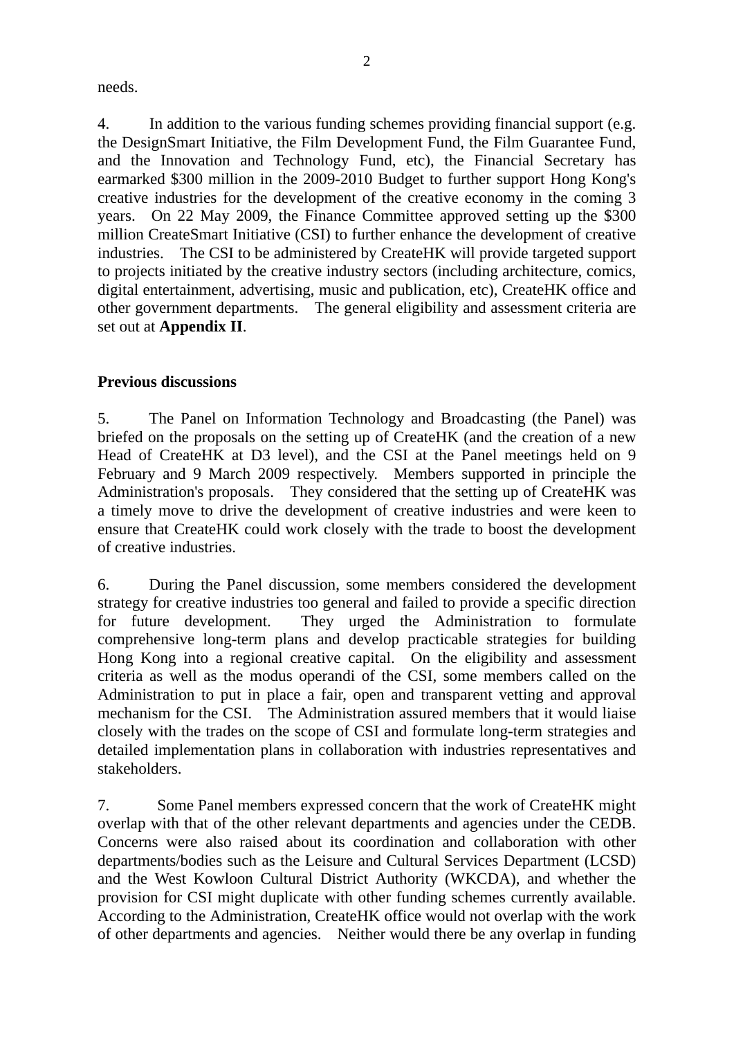needs.

4. In addition to the various funding schemes providing financial support (e.g. the DesignSmart Initiative, the Film Development Fund, the Film Guarantee Fund, and the Innovation and Technology Fund, etc), the Financial Secretary has earmarked $300 million in the 2009-2010 Budget to further support Hong Kong's creative industries for the development of the creative economy in the coming 3 years. On 22 May 2009, the Finance Committee approved setting up the $300 million CreateSmart Initiative (CSI) to further enhance the development of creative industries. The CSI to be administered by CreateHK will provide targeted support to projects initiated by the creative industry sectors (including architecture, comics, digital entertainment, advertising, music and publication, etc), CreateHK office and other government departments. The general eligibility and assessment criteria are set out at **Appendix II**.

**Previous discussions**

5. The Panel on Information Technology and Broadcasting (the Panel) was briefed on the proposals on the setting up of CreateHK (and the creation of a new Head of CreateHK at D3 level), and the CSI at the Panel meetings held on 9 February and 9 March 2009 respectively. Members supported in principle the Administration's proposals. They considered that the setting up of CreateHK was a timely move to drive the development of creative industries and were keen to ensure that CreateHK could work closely with the trade to boost the development of creative industries.

6. During the Panel discussion, some members considered the development strategy for creative industries too general and failed to provide a specific direction for future development. They urged the Administration to formulate comprehensive long-term plans and develop practicable strategies for building Hong Kong into a regional creative capital. On the eligibility and assessment criteria as well as the modus operandi of the CSI, some members called on the Administration to put in place a fair, open and transparent vetting and approval mechanism for the CSI. The Administration assured members that it would liaise closely with the trades on the scope of CSI and formulate long-term strategies and detailed implementation plans in collaboration with industries representatives and stakeholders.

7. Some Panel members expressed concern that the work of CreateHK might overlap with that of the other relevant departments and agencies under the CEDB. Concerns were also raised about its coordination and collaboration with other departments/bodies such as the Leisure and Cultural Services Department (LCSD) and the West Kowloon Cultural District Authority (WKCDA), and whether the provision for CSI might duplicate with other funding schemes currently available. According to the Administration, CreateHK office would not overlap with the work of other departments and agencies. Neither would there be any overlap in funding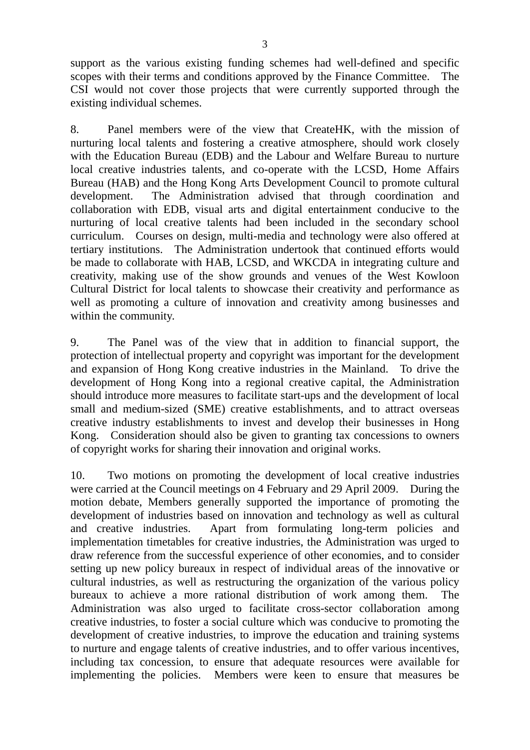support as the various existing funding schemes had well-defined and specific scopes with their terms and conditions approved by the Finance Committee. The CSI would not cover those projects that were currently supported through the existing individual schemes.

8. Panel members were of the view that CreateHK, with the mission of nurturing local talents and fostering a creative atmosphere, should work closely with the Education Bureau (EDB) and the Labour and Welfare Bureau to nurture local creative industries talents, and co-operate with the LCSD, Home Affairs Bureau (HAB) and the Hong Kong Arts Development Council to promote cultural development. The Administration advised that through coordination and collaboration with EDB, visual arts and digital entertainment conducive to the nurturing of local creative talents had been included in the secondary school curriculum. Courses on design, multi-media and technology were also offered at tertiary institutions. The Administration undertook that continued efforts would be made to collaborate with HAB, LCSD, and WKCDA in integrating culture and creativity, making use of the show grounds and venues of the West Kowloon Cultural District for local talents to showcase their creativity and performance as well as promoting a culture of innovation and creativity among businesses and within the community.

9. The Panel was of the view that in addition to financial support, the protection of intellectual property and copyright was important for the development and expansion of Hong Kong creative industries in the Mainland. To drive the development of Hong Kong into a regional creative capital, the Administration should introduce more measures to facilitate start-ups and the development of local small and medium-sized (SME) creative establishments, and to attract overseas creative industry establishments to invest and develop their businesses in Hong Kong. Consideration should also be given to granting tax concessions to owners of copyright works for sharing their innovation and original works.

10. Two motions on promoting the development of local creative industries were carried at the Council meetings on 4 February and 29 April 2009. During the motion debate, Members generally supported the importance of promoting the development of industries based on innovation and technology as well as cultural and creative industries. Apart from formulating long-term policies and implementation timetables for creative industries, the Administration was urged to draw reference from the successful experience of other economies, and to consider setting up new policy bureaux in respect of individual areas of the innovative or cultural industries, as well as restructuring the organization of the various policy bureaux to achieve a more rational distribution of work among them. The Administration was also urged to facilitate cross-sector collaboration among creative industries, to foster a social culture which was conducive to promoting the development of creative industries, to improve the education and training systems to nurture and engage talents of creative industries, and to offer various incentives, including tax concession, to ensure that adequate resources were available for implementing the policies. Members were keen to ensure that measures be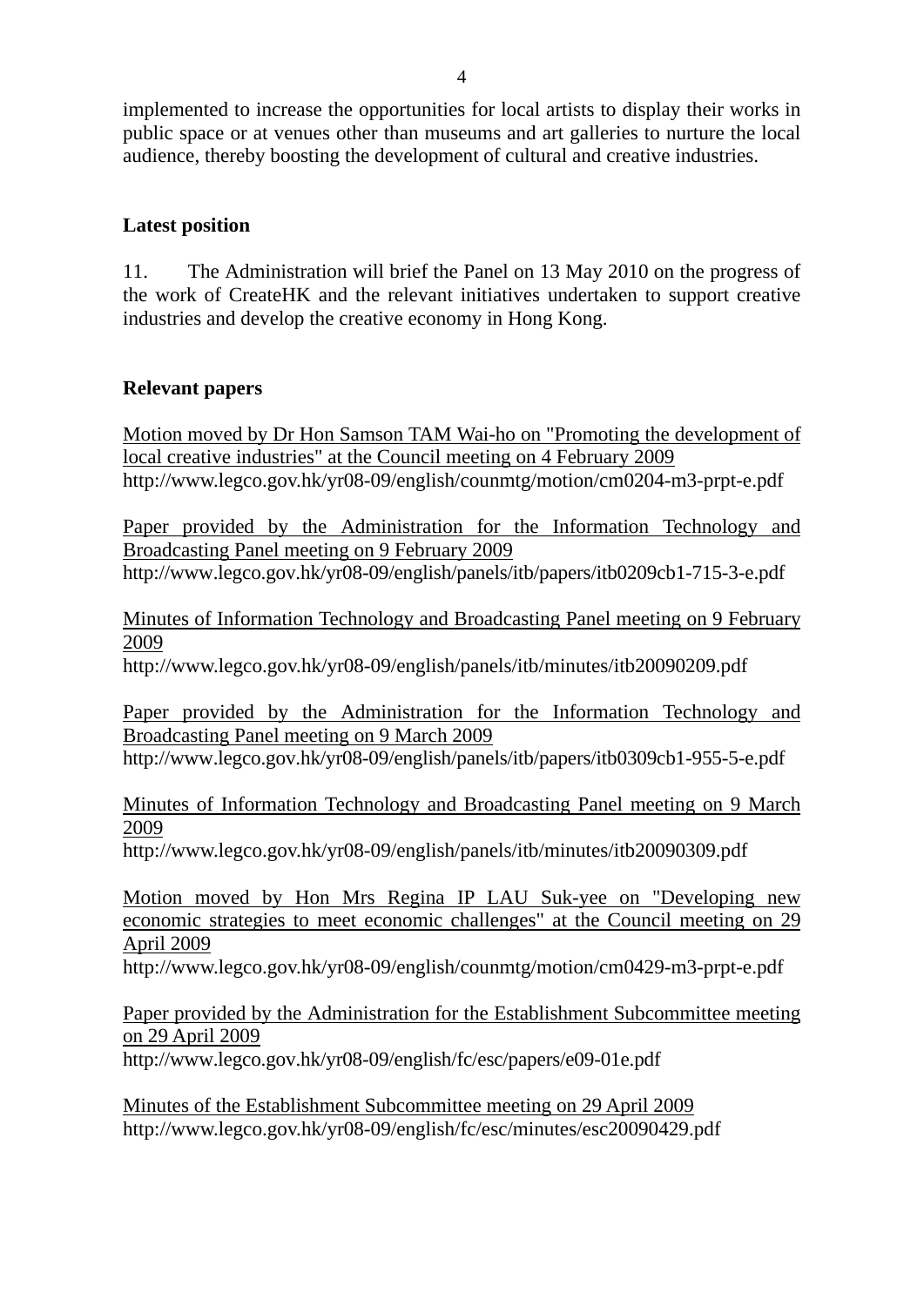implemented to increase the opportunities for local artists to display their works in public space or at venues other than museums and art galleries to nurture the local audience, thereby boosting the development of cultural and creative industries.

**Latest position**

11. The Administration will brief the Panel on 13 May 2010 on the progress of the work of CreateHK and the relevant initiatives undertaken to support creative industries and develop the creative economy in Hong Kong.

**Relevant papers**

Motion moved by Dr Hon Samson TAM Wai-ho on "Promoting the development of local creative industries" at the Council meeting on 4 February 2009
http://www.legco.gov.hk/yr08-09/english/counmtg/motion/cm0204-m3-prpt-e.pdf

Paper provided by the Administration for the Information Technology and Broadcasting Panel meeting on 9 February 2009
http://www.legco.gov.hk/yr08-09/english/panels/itb/papers/itb0209cb1-715-3-e.pdf

Minutes of Information Technology and Broadcasting Panel meeting on 9 February 2009
http://www.legco.gov.hk/yr08-09/english/panels/itb/minutes/itb20090209.pdf

Paper provided by the Administration for the Information Technology and Broadcasting Panel meeting on 9 March 2009
http://www.legco.gov.hk/yr08-09/english/panels/itb/papers/itb0309cb1-955-5-e.pdf

Minutes of Information Technology and Broadcasting Panel meeting on 9 March 2009
http://www.legco.gov.hk/yr08-09/english/panels/itb/minutes/itb20090309.pdf

Motion moved by Hon Mrs Regina IP LAU Suk-yee on "Developing new economic strategies to meet economic challenges" at the Council meeting on 29 April 2009
http://www.legco.gov.hk/yr08-09/english/counmtg/motion/cm0429-m3-prpt-e.pdf

Paper provided by the Administration for the Establishment Subcommittee meeting on 29 April 2009
http://www.legco.gov.hk/yr08-09/english/fc/esc/papers/e09-01e.pdf

Minutes of the Establishment Subcommittee meeting on 29 April 2009
http://www.legco.gov.hk/yr08-09/english/fc/esc/minutes/esc20090429.pdf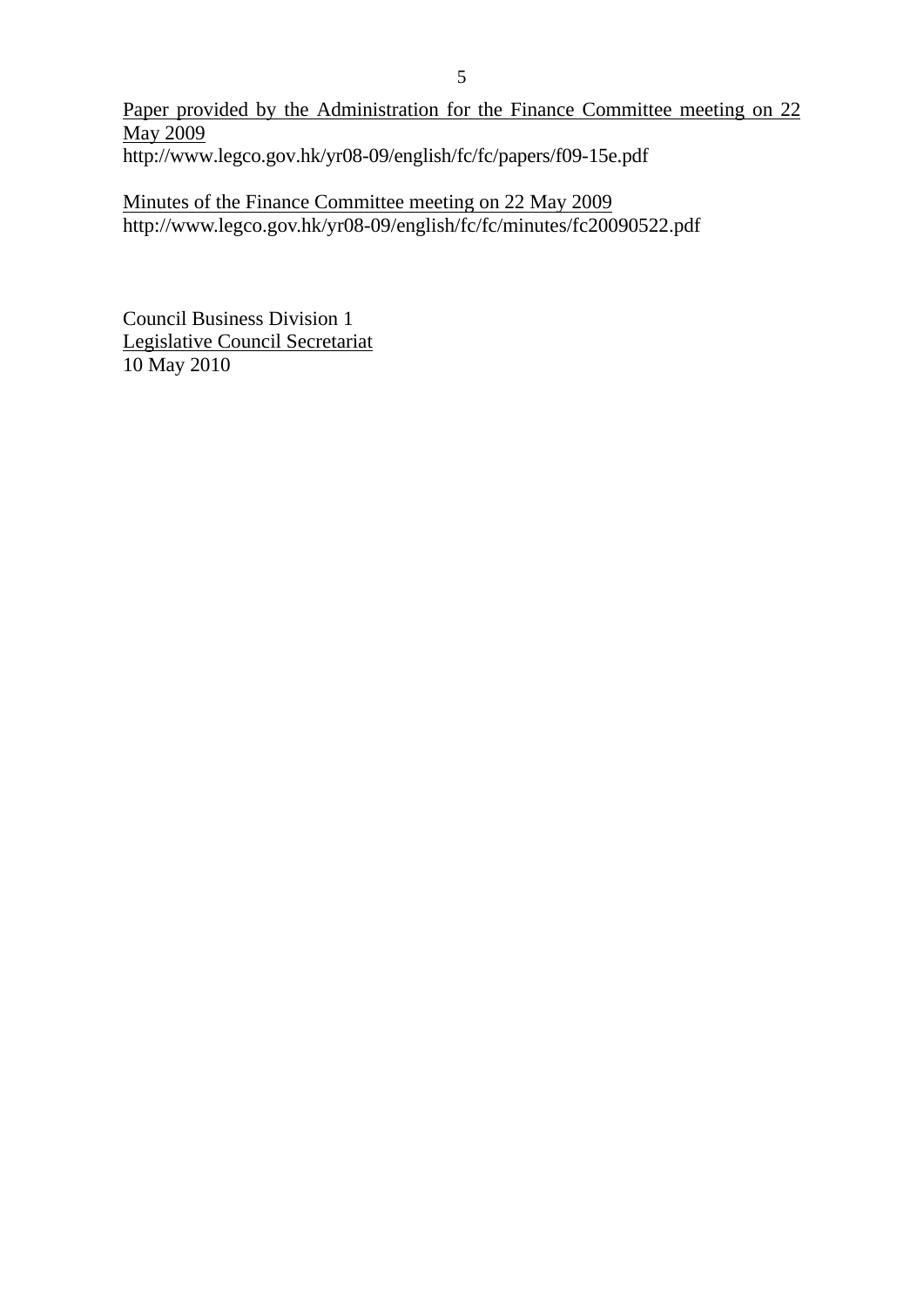<u>Paper provided by the Administration for the Finance Committee meeting on 22 May 2009</u>
http://www.legco.gov.hk/yr08-09/english/fc/fc/papers/f09-15e.pdf

<u>Minutes of the Finance Committee meeting on 22 May 2009</u>
http://www.legco.gov.hk/yr08-09/english/fc/fc/minutes/fc20090522.pdf

Council Business Division 1
<u>Legislative Council Secretariat</u>
10 May 2010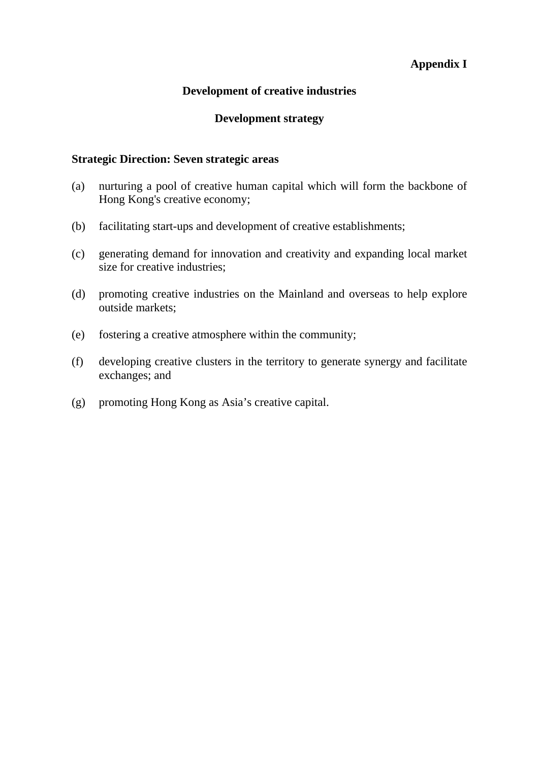**Appendix I**

## Development of creative industries

### Development strategy

**Strategic Direction: Seven strategic areas**

(a) nurturing a pool of creative human capital which will form the backbone of Hong Kong's creative economy;

(b) facilitating start-ups and development of creative establishments;

(c) generating demand for innovation and creativity and expanding local market size for creative industries;

(d) promoting creative industries on the Mainland and overseas to help explore outside markets;

(e) fostering a creative atmosphere within the community;

(f) developing creative clusters in the territory to generate synergy and facilitate exchanges; and

(g) promoting Hong Kong as Asia’s creative capital.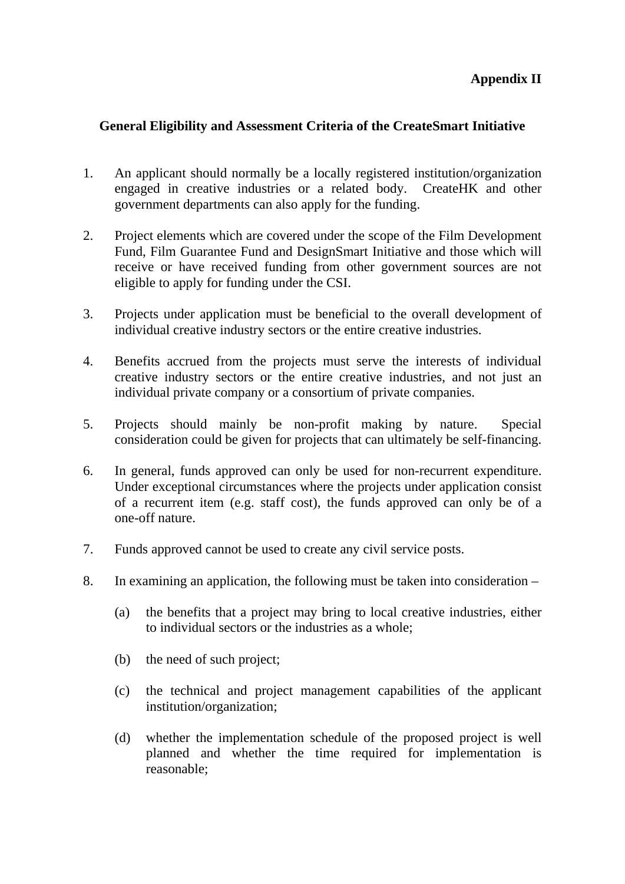**Appendix II**

**General Eligibility and Assessment Criteria of the CreateSmart Initiative**

1. An applicant should normally be a locally registered institution/organization engaged in creative industries or a related body. CreateHK and other government departments can also apply for the funding.

2. Project elements which are covered under the scope of the Film Development Fund, Film Guarantee Fund and DesignSmart Initiative and those which will receive or have received funding from other government sources are not eligible to apply for funding under the CSI.

3. Projects under application must be beneficial to the overall development of individual creative industry sectors or the entire creative industries.

4. Benefits accrued from the projects must serve the interests of individual creative industry sectors or the entire creative industries, and not just an individual private company or a consortium of private companies.

5. Projects should mainly be non-profit making by nature. Special consideration could be given for projects that can ultimately be self-financing.

6. In general, funds approved can only be used for non-recurrent expenditure. Under exceptional circumstances where the projects under application consist of a recurrent item (e.g. staff cost), the funds approved can only be of a one-off nature.

7. Funds approved cannot be used to create any civil service posts.

8. In examining an application, the following must be taken into consideration –

   (a) the benefits that a project may bring to local creative industries, either to individual sectors or the industries as a whole;

   (b) the need of such project;

   (c) the technical and project management capabilities of the applicant institution/organization;

   (d) whether the implementation schedule of the proposed project is well planned and whether the time required for implementation is reasonable;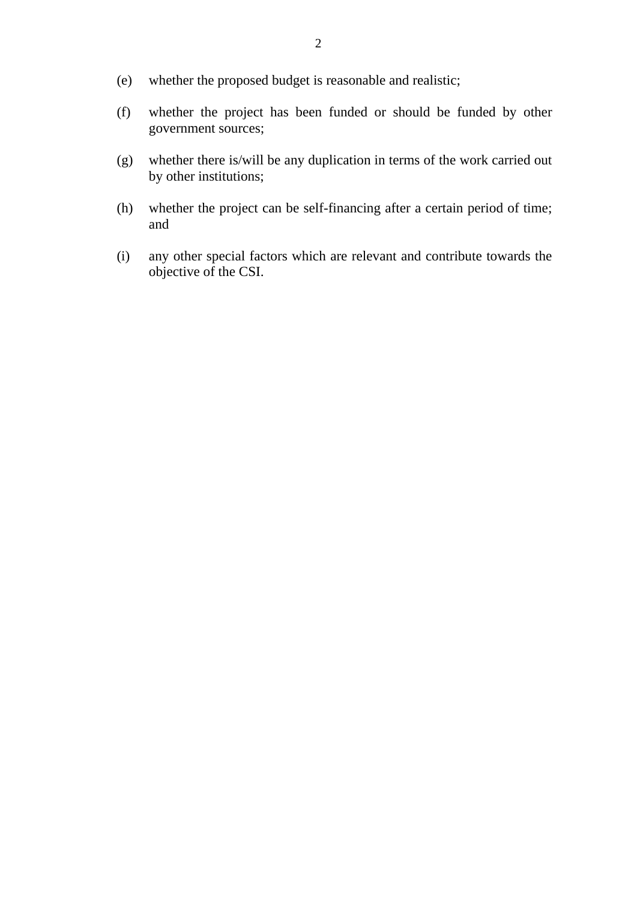(e) whether the proposed budget is reasonable and realistic;

(f) whether the project has been funded or should be funded by other government sources;

(g) whether there is/will be any duplication in terms of the work carried out by other institutions;

(h) whether the project can be self-financing after a certain period of time; and

(i) any other special factors which are relevant and contribute towards the objective of the CSI.